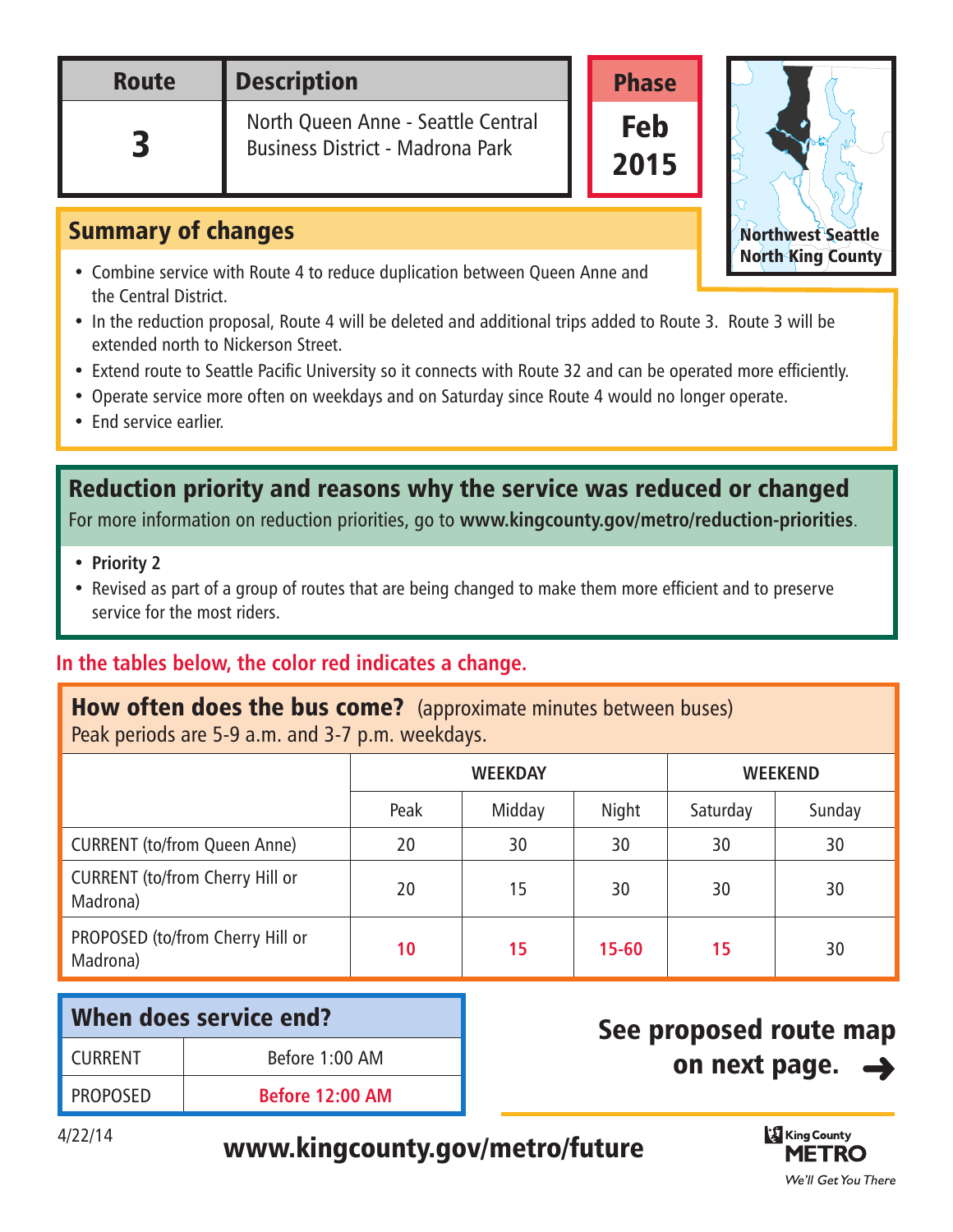| Route | Description | Phase |
|---|---|---|
| 3 | North Queen Anne - Seattle Central Business District - Madrona Park | Feb 2015 |

Northwest Seattle
North King County

## Summary of changes

- Combine service with Route 4 to reduce duplication between Queen Anne and the Central District.
- In the reduction proposal, Route 4 will be deleted and additional trips added to Route 3. Route 3 will be extended north to Nickerson Street.
- Extend route to Seattle Pacific University so it connects with Route 32 and can be operated more efficiently.
- Operate service more often on weekdays and on Saturday since Route 4 would no longer operate.
- End service earlier.

## Reduction priority and reasons why the service was reduced or changed

For more information on reduction priorities, go to **www.kingcounty.gov/metro/reduction-priorities**.

- **Priority 2**
- Revised as part of a group of routes that are being changed to make them more efficient and to preserve service for the most riders.

**In the tables below, the color red indicates a change.**

## How often does the bus come? (approximate minutes between buses)

Peak periods are 5-9 a.m. and 3-7 p.m. weekdays.

| | WEEKDAY | | | WEEKEND | |
|---|---|---|---|---|---|
| | Peak | Midday | Night | Saturday | Sunday |
| CURRENT (to/from Queen Anne) | 20 | 30 | 30 | 30 | 30 |
| CURRENT (to/from Cherry Hill or Madrona) | 20 | 15 | 30 | 30 | 30 |
| PROPOSED (to/from Cherry Hill or Madrona) | 10 | 15 | 15-60 | 15 | 30 |

## When does service end?

| | |
|---|---|
| CURRENT | Before 1:00 AM |
| PROPOSED | Before 12:00 AM |

**See proposed route map on next page. ➜**

4/22/14

**www.kingcounty.gov/metro/future**

King County METRO
*We'll Get You There*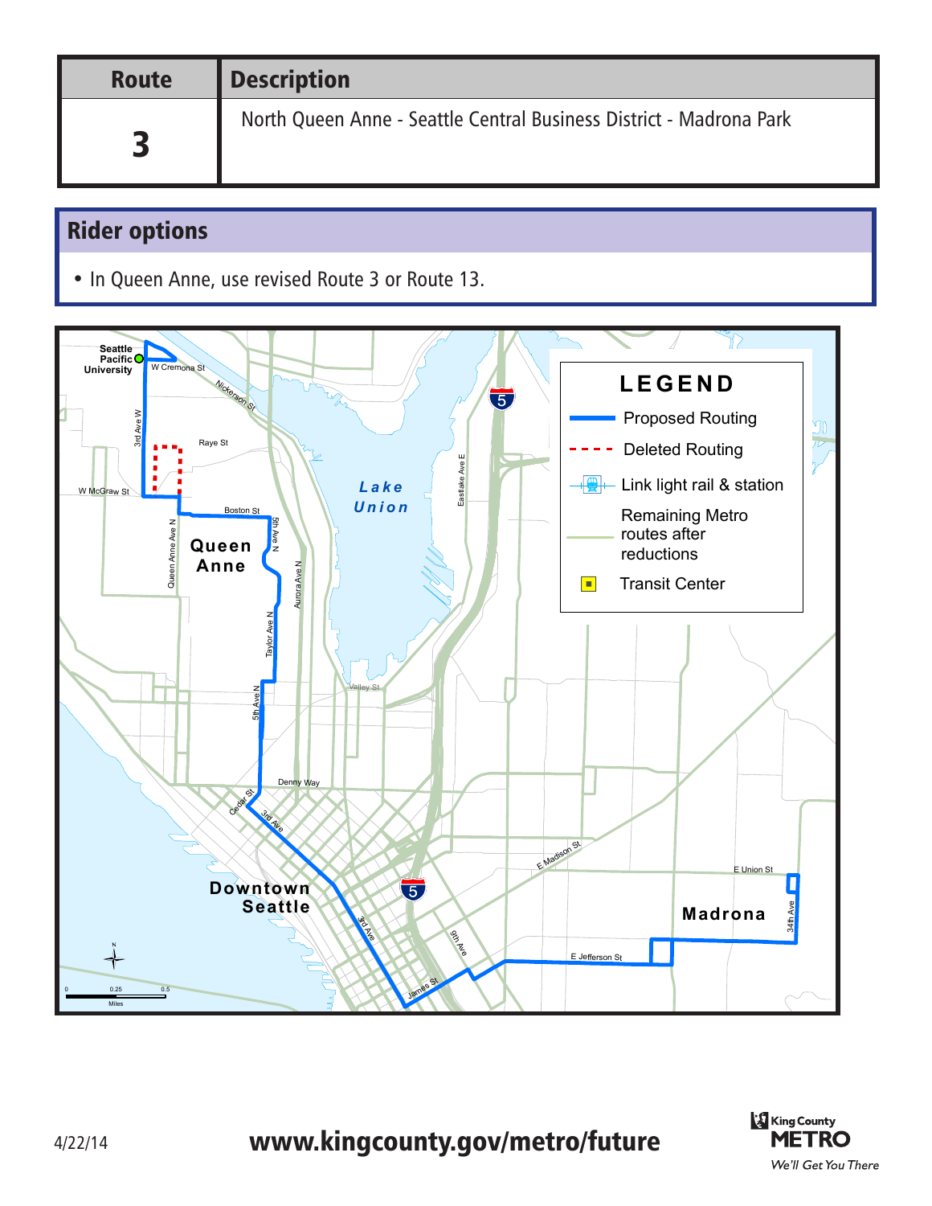| Route | Description |
| --- | --- |
| 3 | North Queen Anne - Seattle Central Business District - Madrona Park |

## Rider options

- In Queen Anne, use revised Route 3 or Route 13.

LEGEND
Proposed Routing
Deleted Routing
Link light rail & station
Remaining Metro routes after reductions
Transit Center

Seattle Pacific University
W Cremona St
Nickerson St
3rd Ave W
Raye St
W McGraw St
Boston St
9th Ave N
Queen Anne Ave N
Queen Anne
Aurora Ave N
Taylor Ave N
5th Ave N
Lake Union
Eastlake Ave E
Valley St
Denny Way
Cedar St
3rd Ave
Downtown Seattle
E Madison St
E Union St
Madrona
34th Ave
9th Ave
E Jefferson St
James St
0 0.25 0.5
Miles

4/22/14

**www.kingcounty.gov/metro/future**

King County METRO
*We'll Get You There*